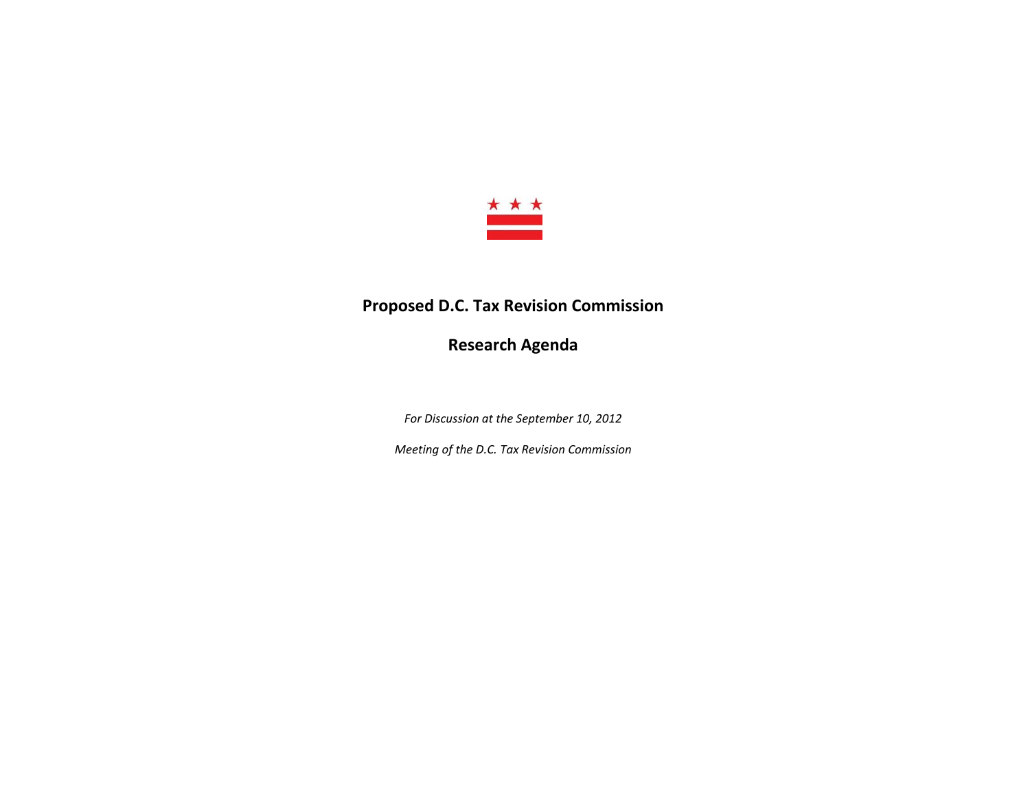# Proposed D.C. Tax Revision Commission

## Research Agenda

*For Discussion at the September 10, 2012*

*Meeting of the D.C. Tax Revision Commission*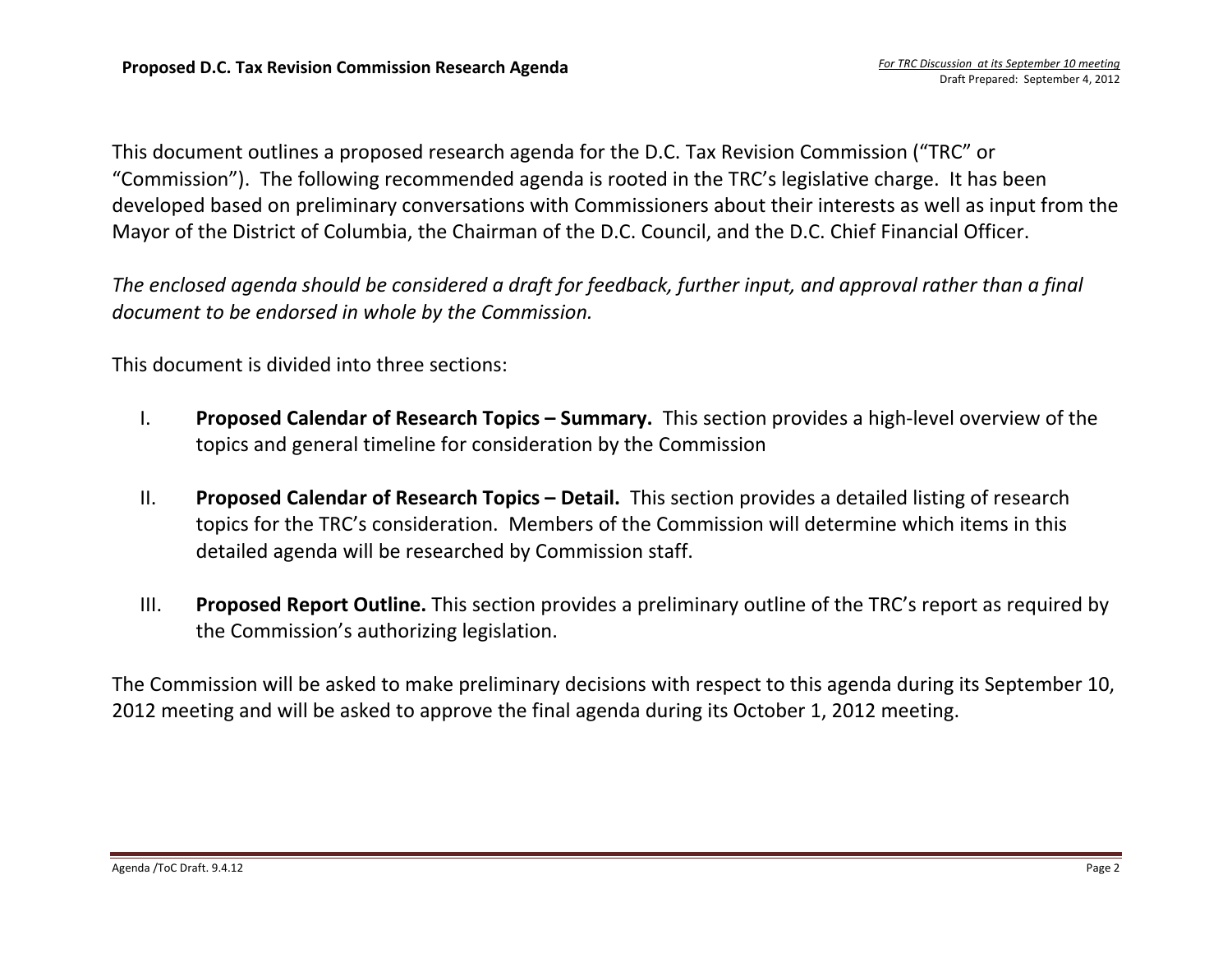This document outlines a proposed research agenda for the D.C. Tax Revision Commission ("TRC" or "Commission"). The following recommended agenda is rooted in the TRC's legislative charge. It has been developed based on preliminary conversations with Commissioners about their interests as well as input from the Mayor of the District of Columbia, the Chairman of the D.C. Council, and the D.C. Chief Financial Officer.

*The enclosed agenda should be considered a draft for feedback, further input, and approval rather than a final document to be endorsed in whole by the Commission.*

This document is divided into three sections:

I. **Proposed Calendar of Research Topics – Summary.** This section provides a high-level overview of the topics and general timeline for consideration by the Commission

II. **Proposed Calendar of Research Topics – Detail.** This section provides a detailed listing of research topics for the TRC's consideration. Members of the Commission will determine which items in this detailed agenda will be researched by Commission staff.

III. **Proposed Report Outline.** This section provides a preliminary outline of the TRC's report as required by the Commission's authorizing legislation.

The Commission will be asked to make preliminary decisions with respect to this agenda during its September 10, 2012 meeting and will be asked to approve the final agenda during its October 1, 2012 meeting.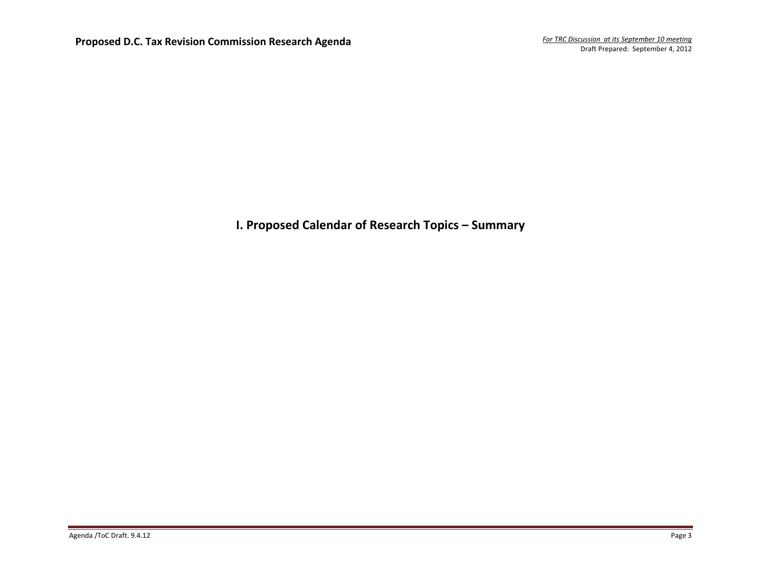# I. Proposed Calendar of Research Topics – Summary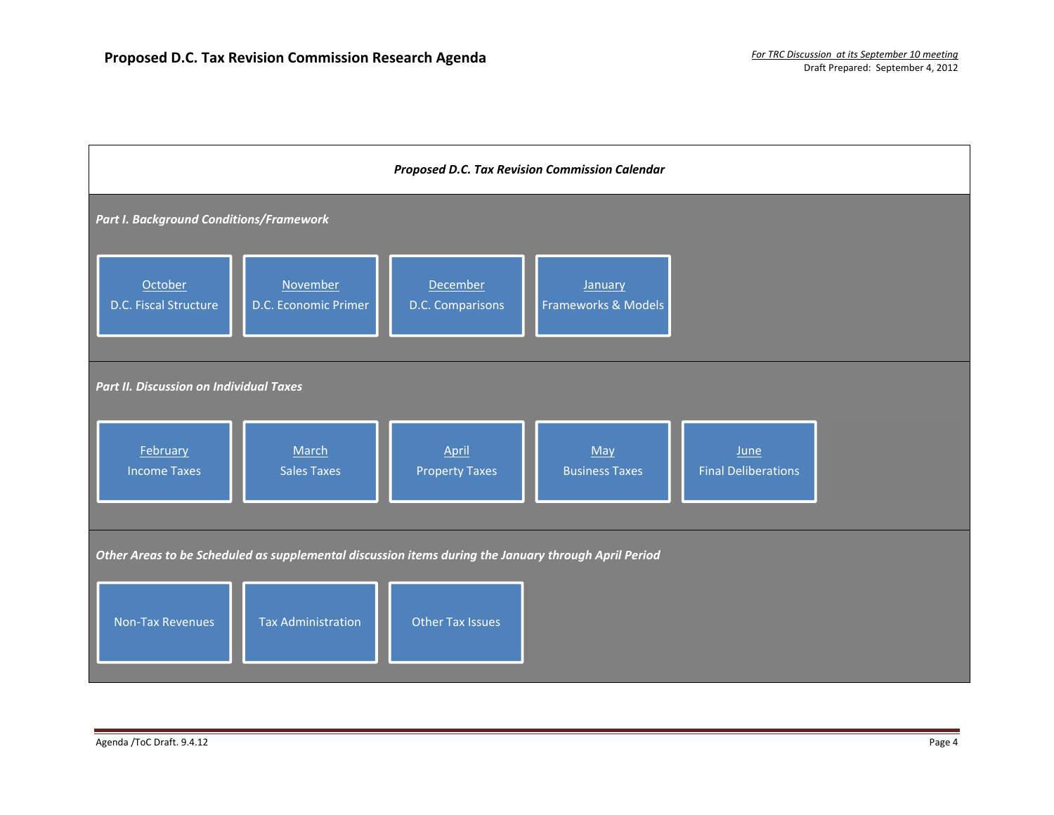# Proposed D.C. Tax Revision Commission Research Agenda

*For TRC Discussion at its September 10 meeting*
Draft Prepared: September 4, 2012

***Proposed D.C. Tax Revision Commission Calendar***

***Part I. Background Conditions/Framework***

- October – D.C. Fiscal Structure
- November – D.C. Economic Primer
- December – D.C. Comparisons
- January – Frameworks & Models

***Part II. Discussion on Individual Taxes***

- February – Income Taxes
- March – Sales Taxes
- April – Property Taxes
- May – Business Taxes
- June – Final Deliberations

***Other Areas to be Scheduled as supplemental discussion items during the January through April Period***

- Non-Tax Revenues
- Tax Administration
- Other Tax Issues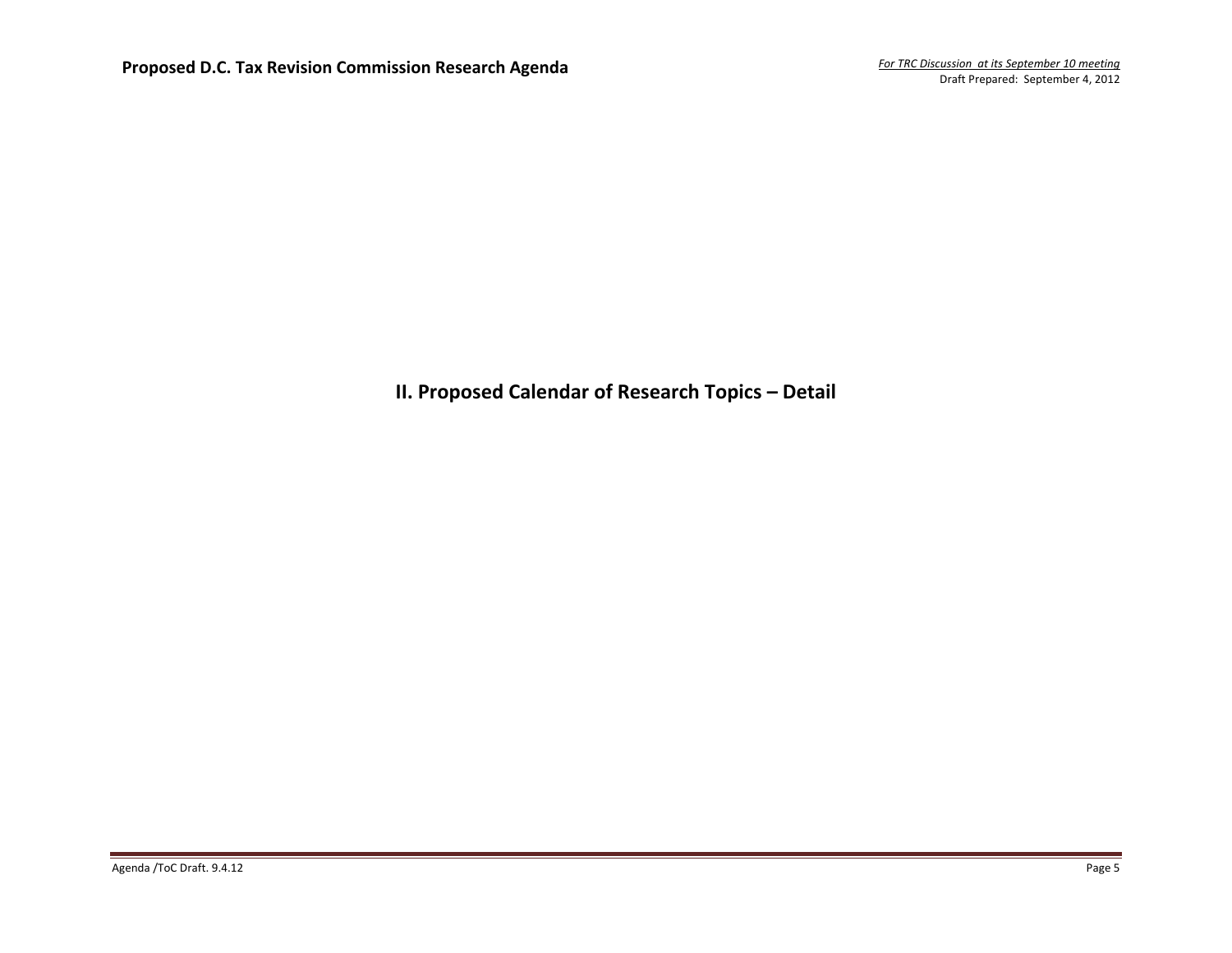## II. Proposed Calendar of Research Topics – Detail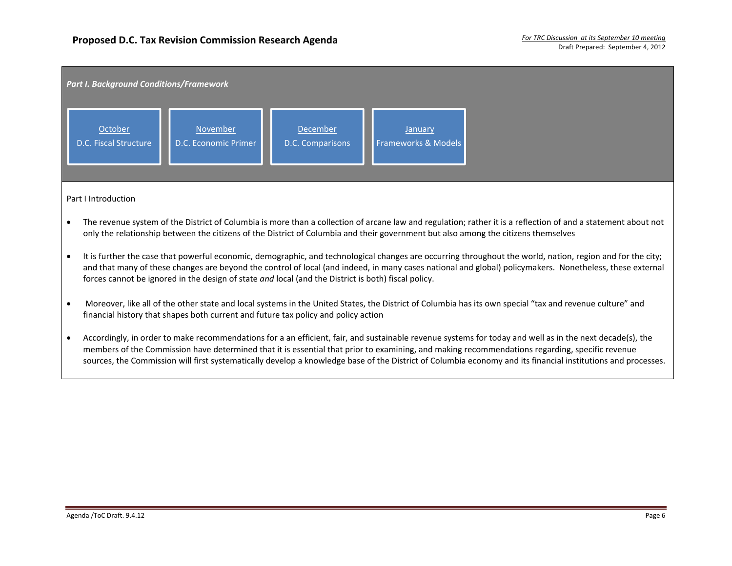# Proposed D.C. Tax Revision Commission Research Agenda

*For TRC Discussion at its September 10 meeting*
Draft Prepared: September 4, 2012

***Part I. Background Conditions/Framework***

| October | November | December | January |
| --- | --- | --- | --- |
| D.C. Fiscal Structure | D.C. Economic Primer | D.C. Comparisons | Frameworks & Models |

Part I Introduction

- The revenue system of the District of Columbia is more than a collection of arcane law and regulation; rather it is a reflection of and a statement about not only the relationship between the citizens of the District of Columbia and their government but also among the citizens themselves
- It is further the case that powerful economic, demographic, and technological changes are occurring throughout the world, nation, region and for the city; and that many of these changes are beyond the control of local (and indeed, in many cases national and global) policymakers. Nonetheless, these external forces cannot be ignored in the design of state *and* local (and the District is both) fiscal policy.
- Moreover, like all of the other state and local systems in the United States, the District of Columbia has its own special "tax and revenue culture" and financial history that shapes both current and future tax policy and policy action
- Accordingly, in order to make recommendations for a an efficient, fair, and sustainable revenue systems for today and well as in the next decade(s), the members of the Commission have determined that it is essential that prior to examining, and making recommendations regarding, specific revenue sources, the Commission will first systematically develop a knowledge base of the District of Columbia economy and its financial institutions and processes.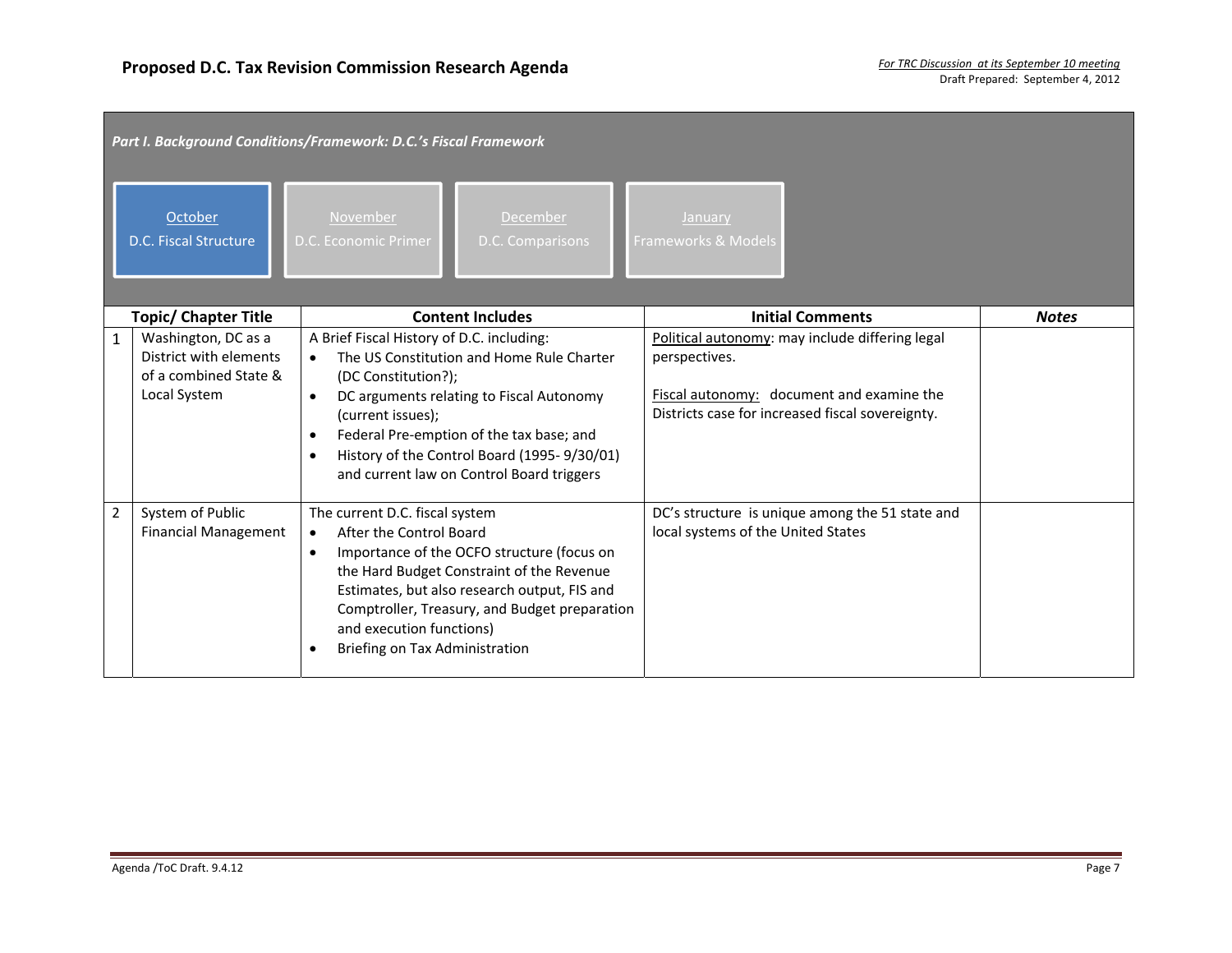# Proposed D.C. Tax Revision Commission Research Agenda

*For TRC Discussion at its September 10 meeting*
Draft Prepared: September 4, 2012

***Part I. Background Conditions/Framework: D.C.'s Fiscal Framework***

| October | November | December | January |
|---|---|---|---|
| D.C. Fiscal Structure | D.C. Economic Primer | D.C. Comparisons | Frameworks & Models |

| | Topic/ Chapter Title | Content Includes | Initial Comments | *Notes* |
|---|---|---|---|---|
| 1 | Washington, DC as a District with elements of a combined State & Local System | A Brief Fiscal History of D.C. including:<br>• The US Constitution and Home Rule Charter (DC Constitution?);<br>• DC arguments relating to Fiscal Autonomy (current issues);<br>• Federal Pre-emption of the tax base; and<br>• History of the Control Board (1995- 9/30/01) and current law on Control Board triggers | Political autonomy: may include differing legal perspectives.<br><br>Fiscal autonomy: document and examine the Districts case for increased fiscal sovereignty. | |
| 2 | System of Public Financial Management | The current D.C. fiscal system<br>• After the Control Board<br>• Importance of the OCFO structure (focus on the Hard Budget Constraint of the Revenue Estimates, but also research output, FIS and Comptroller, Treasury, and Budget preparation and execution functions)<br>• Briefing on Tax Administration | DC's structure is unique among the 51 state and local systems of the United States | |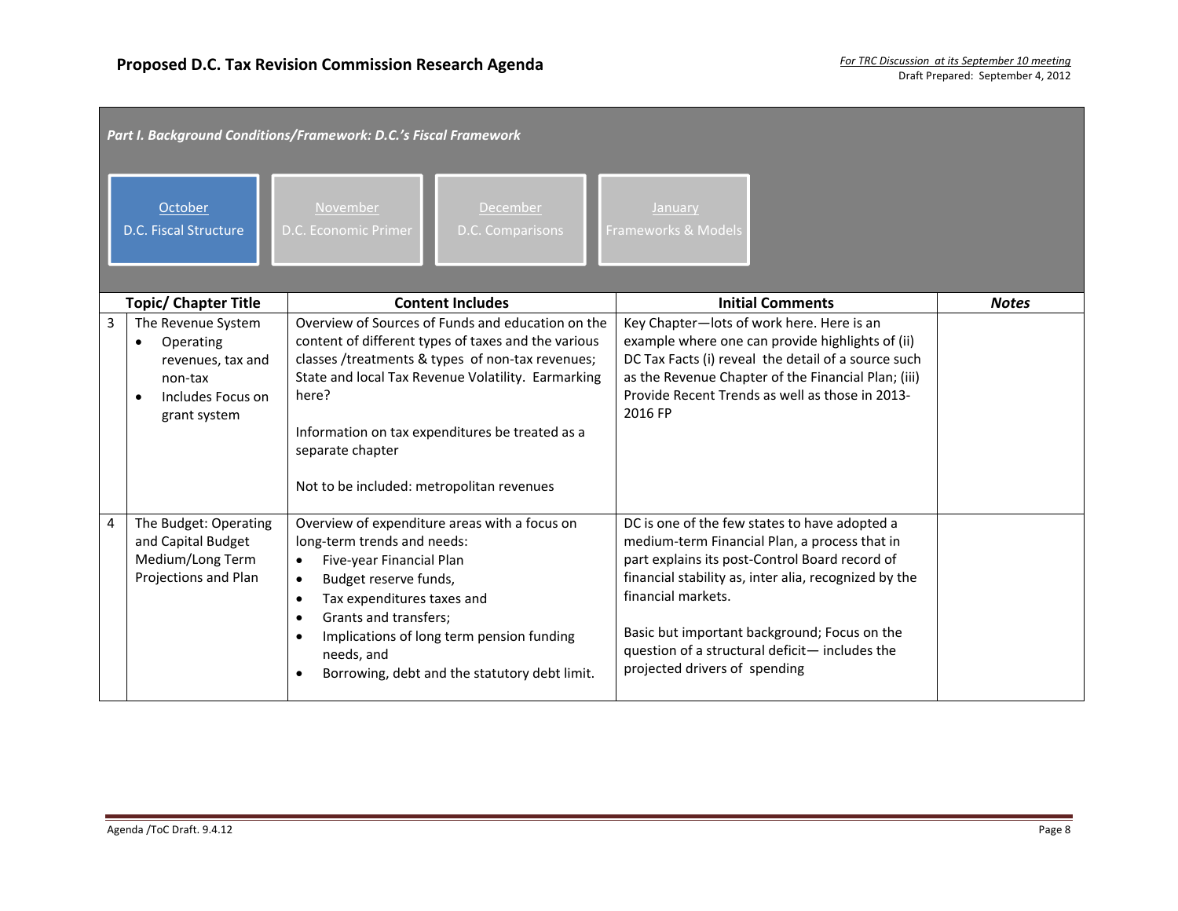# Proposed D.C. Tax Revision Commission Research Agenda

*For TRC Discussion at its September 10 meeting*
Draft Prepared: September 4, 2012

***Part I. Background Conditions/Framework: D.C.'s Fiscal Framework***

| October | November | December | January |
|---|---|---|---|
| D.C. Fiscal Structure | D.C. Economic Primer | D.C. Comparisons | Frameworks & Models |

| | Topic/ Chapter Title | Content Includes | Initial Comments | *Notes* |
|---|---|---|---|---|
| 3 | The Revenue System<br>• Operating revenues, tax and non-tax<br>• Includes Focus on grant system | Overview of Sources of Funds and education on the content of different types of taxes and the various classes /treatments & types of non-tax revenues; State and local Tax Revenue Volatility. Earmarking here?<br><br>Information on tax expenditures be treated as a separate chapter<br><br>Not to be included: metropolitan revenues | Key Chapter—lots of work here. Here is an example where one can provide highlights of (ii) DC Tax Facts (i) reveal the detail of a source such as the Revenue Chapter of the Financial Plan; (iii) Provide Recent Trends as well as those in 2013-2016 FP | |
| 4 | The Budget: Operating and Capital Budget Medium/Long Term Projections and Plan | Overview of expenditure areas with a focus on long-term trends and needs:<br>• Five-year Financial Plan<br>• Budget reserve funds,<br>• Tax expenditures taxes and<br>• Grants and transfers;<br>• Implications of long term pension funding needs, and<br>• Borrowing, debt and the statutory debt limit. | DC is one of the few states to have adopted a medium-term Financial Plan, a process that in part explains its post-Control Board record of financial stability as, inter alia, recognized by the financial markets.<br><br>Basic but important background; Focus on the question of a structural deficit— includes the projected drivers of spending | |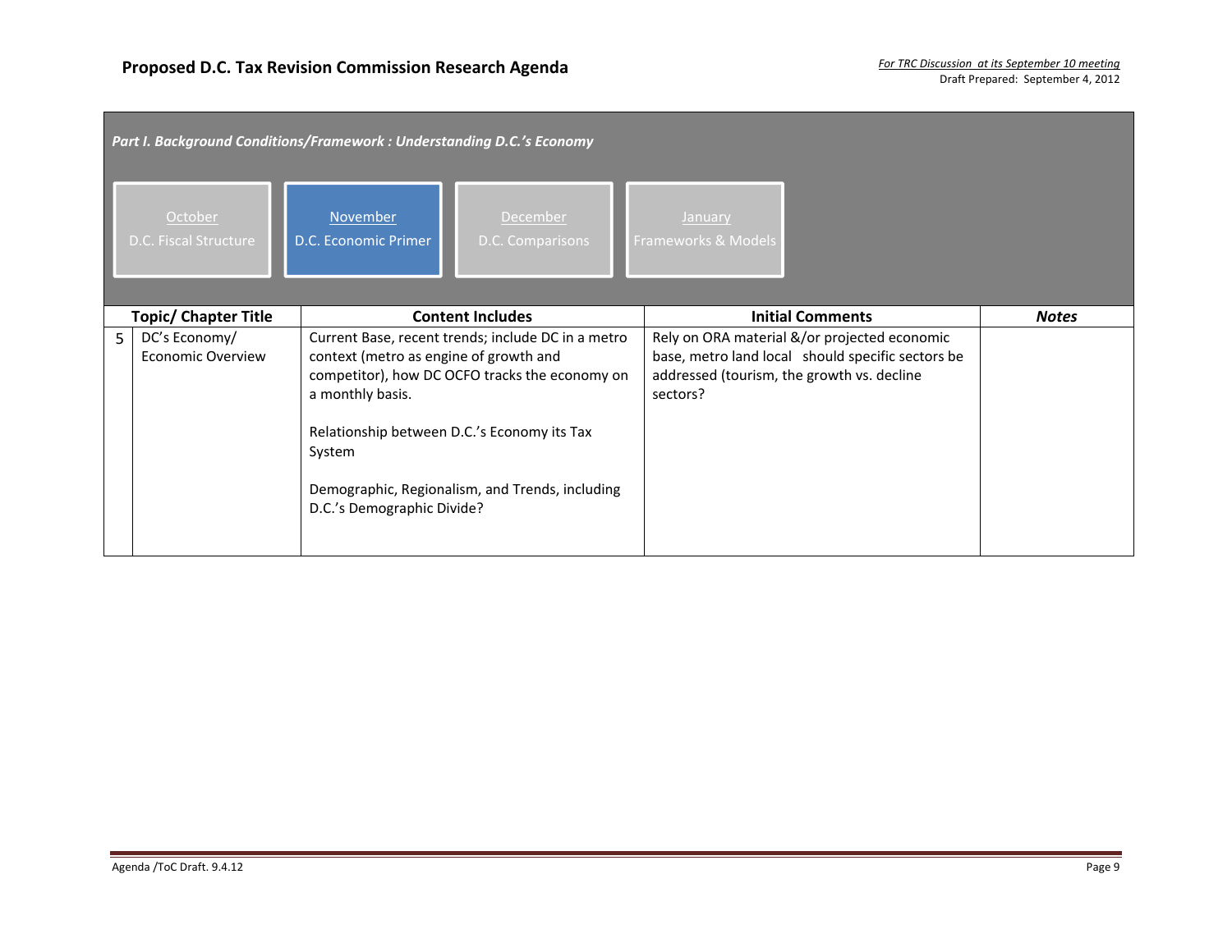**Proposed D.C. Tax Revision Commission Research Agenda**

*For TRC Discussion at its September 10 meeting*
Draft Prepared: September 4, 2012

***Part I. Background Conditions/Framework : Understanding D.C.'s Economy***

- October — D.C. Fiscal Structure
- **November — D.C. Economic Primer**
- December — D.C. Comparisons
- January — Frameworks & Models

| | Topic/ Chapter Title | Content Includes | Initial Comments | *Notes* |
|---|---|---|---|---|
| 5 | DC's Economy/ Economic Overview | Current Base, recent trends; include DC in a metro context (metro as engine of growth and competitor), how DC OCFO tracks the economy on a monthly basis.<br><br>Relationship between D.C.'s Economy its Tax System<br><br>Demographic, Regionalism, and Trends, including D.C.'s Demographic Divide? | Rely on ORA material &/or projected economic base, metro land local should specific sectors be addressed (tourism, the growth vs. decline sectors? | |

Agenda /ToC Draft. 9.4.12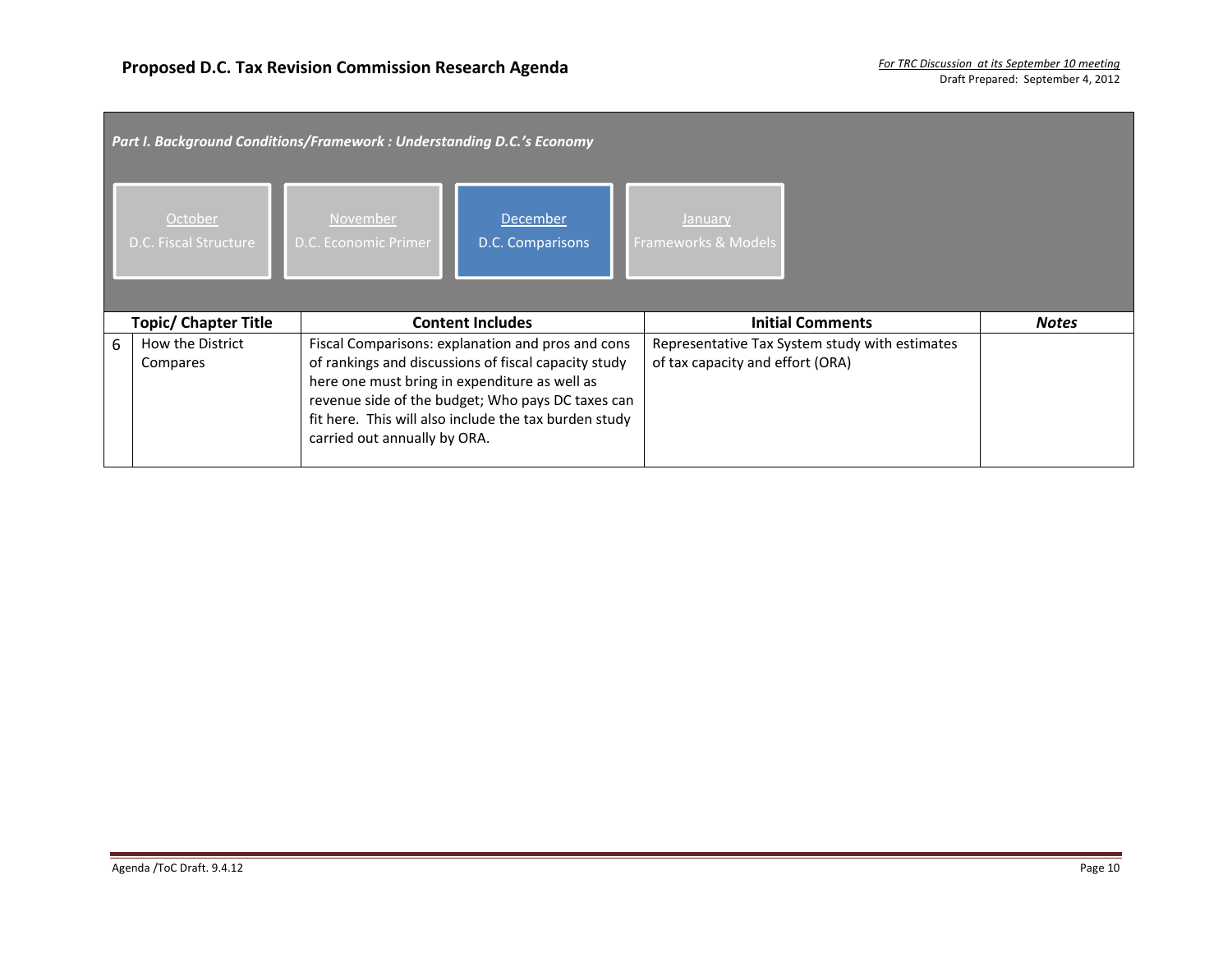**Part I. Background Conditions/Framework : Understanding D.C.'s Economy**

October — D.C. Fiscal Structure | November — D.C. Economic Primer | **December — D.C. Comparisons** | January — Frameworks & Models

| | Topic/ Chapter Title | Content Includes | Initial Comments | *Notes* |
|---|---|---|---|---|
| 6 | How the District Compares | Fiscal Comparisons: explanation and pros and cons of rankings and discussions of fiscal capacity study here one must bring in expenditure as well as revenue side of the budget; Who pays DC taxes can fit here. This will also include the tax burden study carried out annually by ORA. | Representative Tax System study with estimates of tax capacity and effort (ORA) | |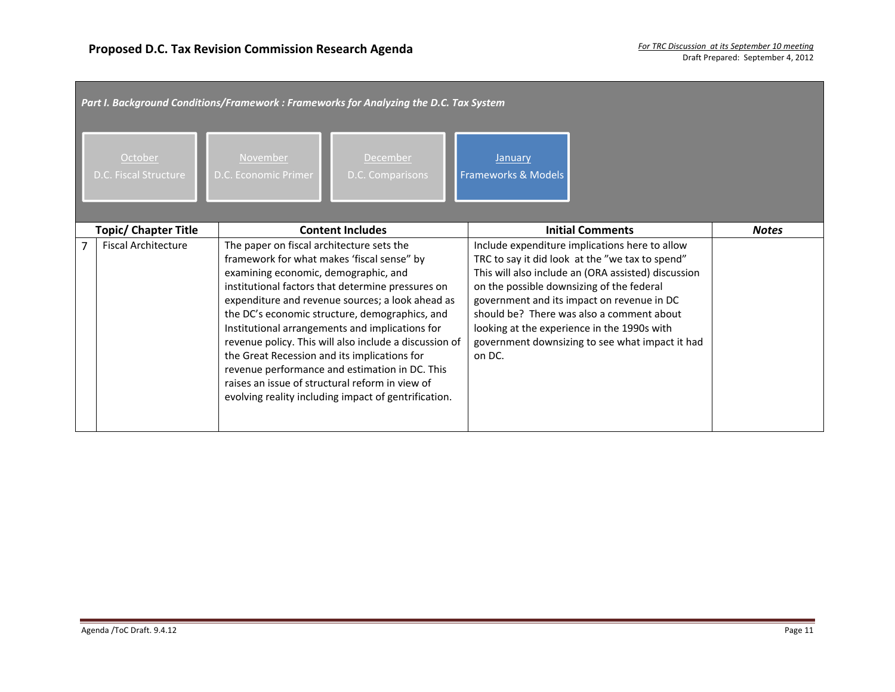# Proposed D.C. Tax Revision Commission Research Agenda

*For TRC Discussion at its September 10 meeting*
Draft Prepared: September 4, 2012

***Part I. Background Conditions/Framework : Frameworks for Analyzing the D.C. Tax System***

| October | November | December | January |
|---|---|---|---|
| D.C. Fiscal Structure | D.C. Economic Primer | D.C. Comparisons | Frameworks & Models |

| | Topic/ Chapter Title | Content Includes | Initial Comments | *Notes* |
|---|---|---|---|---|
| 7 | Fiscal Architecture | The paper on fiscal architecture sets the framework for what makes 'fiscal sense" by examining economic, demographic, and institutional factors that determine pressures on expenditure and revenue sources; a look ahead as the DC's economic structure, demographics, and Institutional arrangements and implications for revenue policy. This will also include a discussion of the Great Recession and its implications for revenue performance and estimation in DC. This raises an issue of structural reform in view of evolving reality including impact of gentrification. | Include expenditure implications here to allow TRC to say it did look at the "we tax to spend" This will also include an (ORA assisted) discussion on the possible downsizing of the federal government and its impact on revenue in DC should be? There was also a comment about looking at the experience in the 1990s with government downsizing to see what impact it had on DC. | |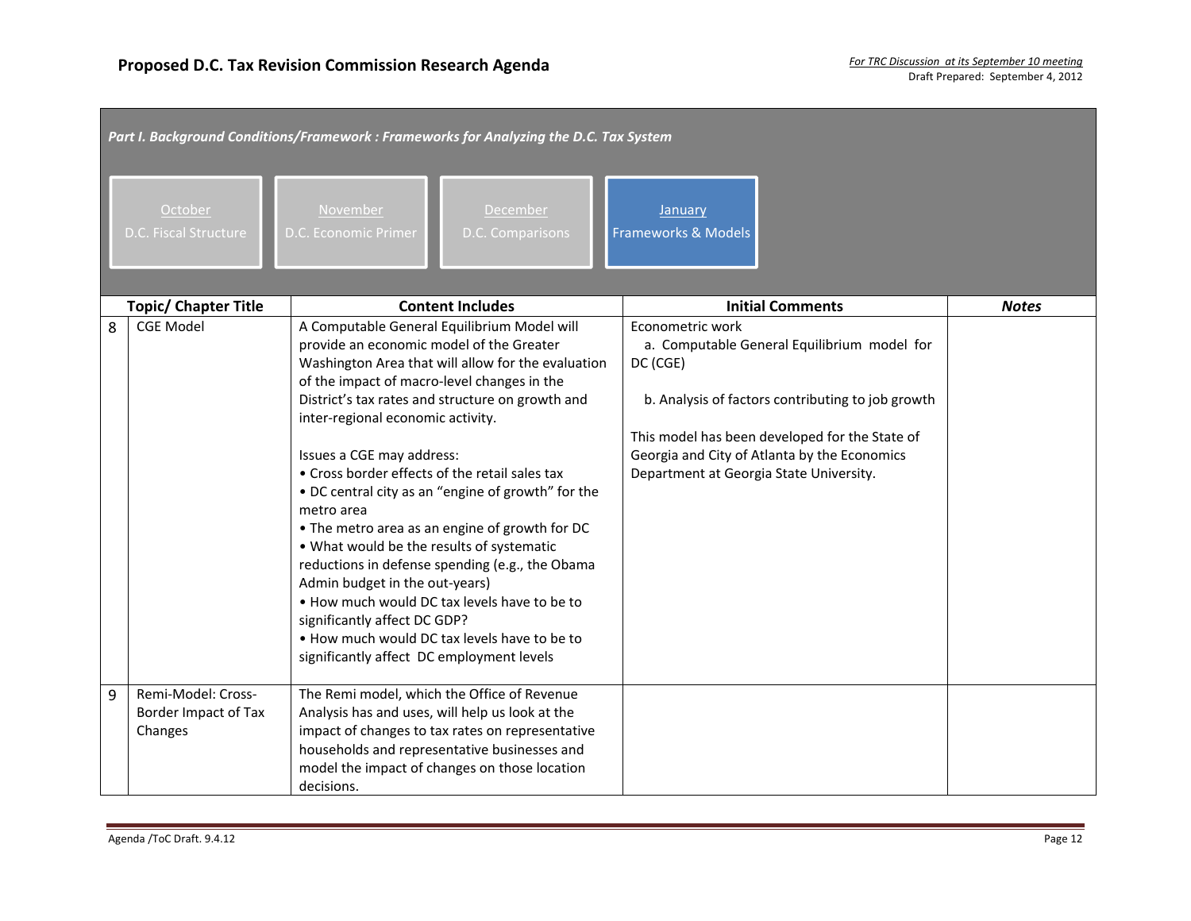# Proposed D.C. Tax Revision Commission Research Agenda

*For TRC Discussion at its September 10 meeting*
Draft Prepared: September 4, 2012

***Part I. Background Conditions/Framework : Frameworks for Analyzing the D.C. Tax System***

| October | November | December | January |
|---|---|---|---|
| D.C. Fiscal Structure | D.C. Economic Primer | D.C. Comparisons | Frameworks & Models |

| | Topic/ Chapter Title | Content Includes | Initial Comments | *Notes* |
|---|---|---|---|---|
| 8 | CGE Model | A Computable General Equilibrium Model will provide an economic model of the Greater Washington Area that will allow for the evaluation of the impact of macro-level changes in the District's tax rates and structure on growth and inter-regional economic activity.<br><br>Issues a CGE may address:<br>• Cross border effects of the retail sales tax<br>• DC central city as an "engine of growth" for the metro area<br>• The metro area as an engine of growth for DC<br>• What would be the results of systematic reductions in defense spending (e.g., the Obama Admin budget in the out-years)<br>• How much would DC tax levels have to be to significantly affect DC GDP?<br>• How much would DC tax levels have to be to significantly affect DC employment levels | Econometric work<br>a. Computable General Equilibrium model for DC (CGE)<br><br>b. Analysis of factors contributing to job growth<br><br>This model has been developed for the State of Georgia and City of Atlanta by the Economics Department at Georgia State University. | |
| 9 | Remi-Model: Cross-Border Impact of Tax Changes | The Remi model, which the Office of Revenue Analysis has and uses, will help us look at the impact of changes to tax rates on representative households and representative businesses and model the impact of changes on those location decisions. | | |

Agenda /ToC Draft. 9.4.12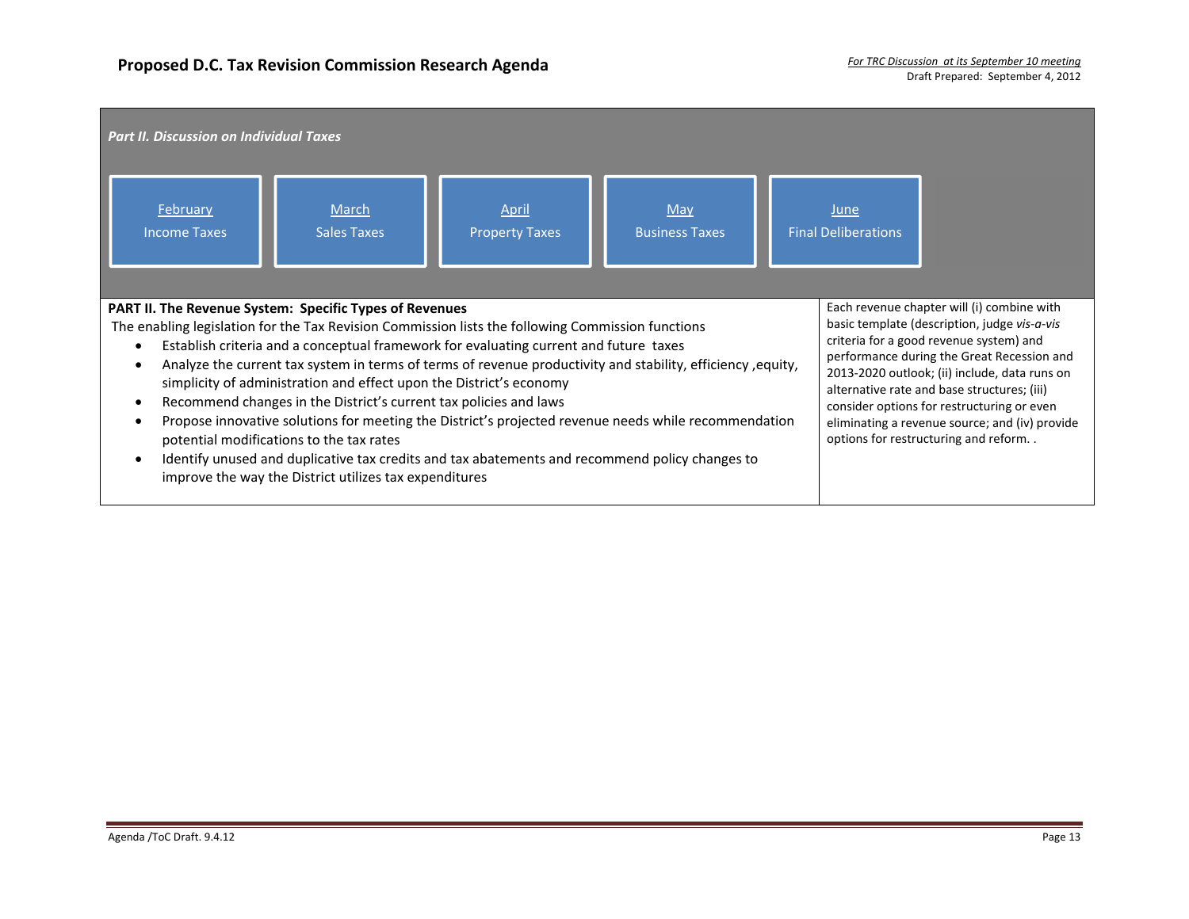*Part II. Discussion on Individual Taxes*

| February | March | April | May | June |
| --- | --- | --- | --- | --- |
| Income Taxes | Sales Taxes | Property Taxes | Business Taxes | Final Deliberations |

| PART II. The Revenue System: Specific Types of Revenues | |
| --- | --- |
| The enabling legislation for the Tax Revision Commission lists the following Commission functions<br>• Establish criteria and a conceptual framework for evaluating current and future taxes<br>• Analyze the current tax system in terms of terms of revenue productivity and stability, efficiency ,equity, simplicity of administration and effect upon the District's economy<br>• Recommend changes in the District's current tax policies and laws<br>• Propose innovative solutions for meeting the District's projected revenue needs while recommendation potential modifications to the tax rates<br>• Identify unused and duplicative tax credits and tax abatements and recommend policy changes to improve the way the District utilizes tax expenditures | Each revenue chapter will (i) combine with basic template (description, judge *vis-a-vis* criteria for a good revenue system) and performance during the Great Recession and 2013-2020 outlook; (ii) include, data runs on alternative rate and base structures; (iii) consider options for restructuring or even eliminating a revenue source; and (iv) provide options for restructuring and reform. . |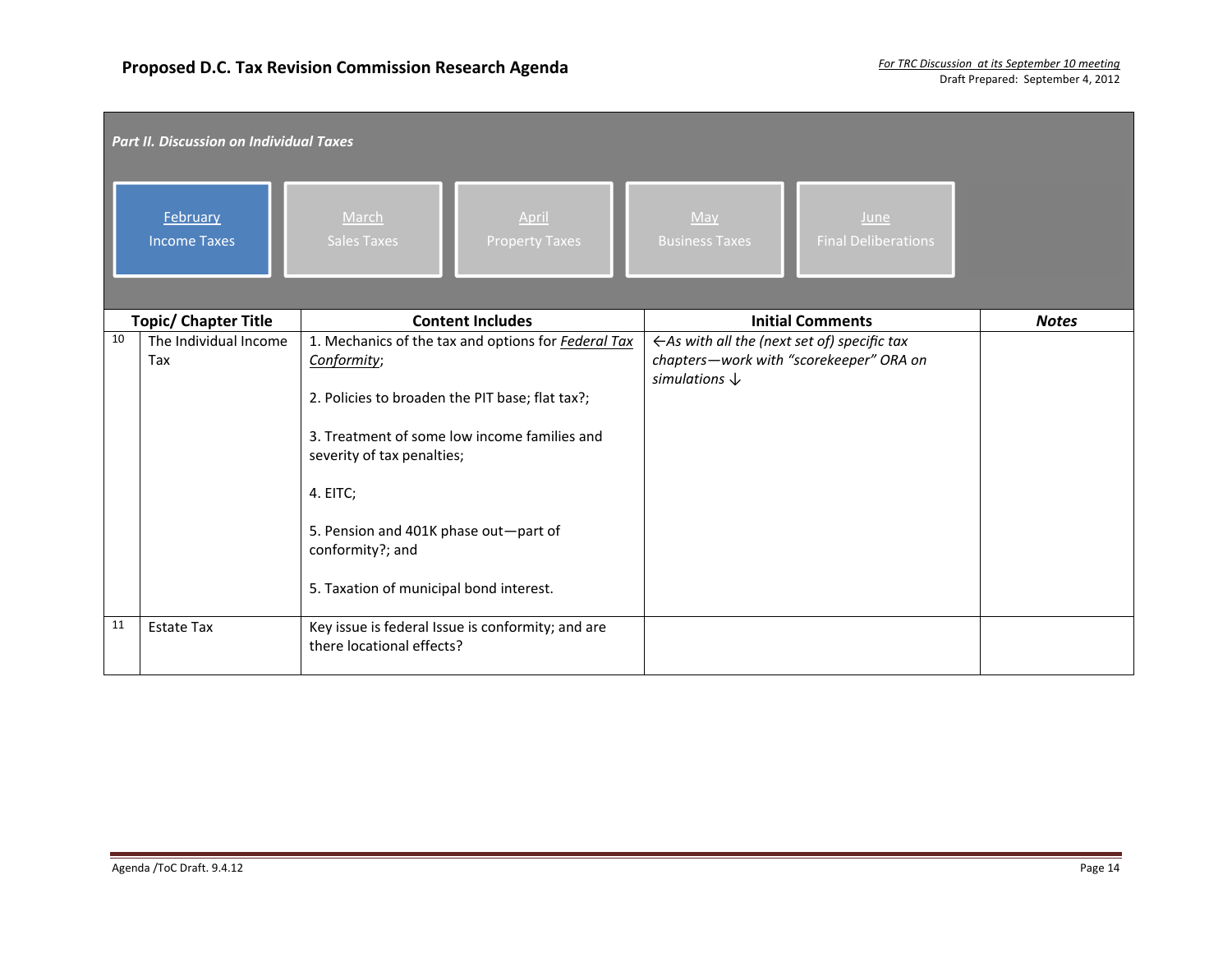**Part II. Discussion on Individual Taxes**

February — Income Taxes | March — Sales Taxes | April — Property Taxes | May — Business Taxes | June — Final Deliberations

| | Topic/ Chapter Title | Content Includes | Initial Comments | *Notes* |
|---|---|---|---|---|
| 10 | The Individual Income Tax | 1. Mechanics of the tax and options for *Federal Tax Conformity*;<br><br>2. Policies to broaden the PIT base; flat tax?;<br><br>3. Treatment of some low income families and severity of tax penalties;<br><br>4. EITC;<br><br>5. Pension and 401K phase out—part of conformity?; and<br><br>5. Taxation of municipal bond interest. | *←As with all the (next set of) specific tax chapters—work with "scorekeeper" ORA on simulations ↓* | |
| 11 | Estate Tax | Key issue is federal Issue is conformity; and are there locational effects? | | |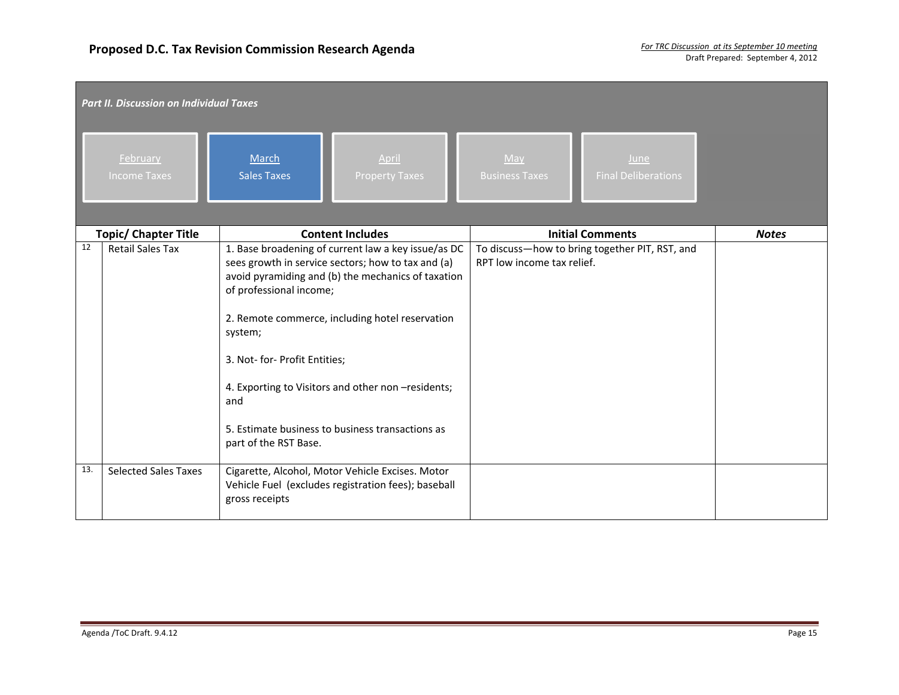**Proposed D.C. Tax Revision Commission Research Agenda**

*For TRC Discussion at its September 10 meeting*
Draft Prepared: September 4, 2012

***Part II. Discussion on Individual Taxes***

| February | March | April | May | June |
|---|---|---|---|---|
| Income Taxes | Sales Taxes | Property Taxes | Business Taxes | Final Deliberations |

| | Topic/ Chapter Title | Content Includes | Initial Comments | *Notes* |
|---|---|---|---|---|
| 12 | Retail Sales Tax | 1. Base broadening of current law a key issue/as DC sees growth in service sectors; how to tax and (a) avoid pyramiding and (b) the mechanics of taxation of professional income;<br><br>2. Remote commerce, including hotel reservation system;<br><br>3. Not- for- Profit Entities;<br><br>4. Exporting to Visitors and other non –residents; and<br><br>5. Estimate business to business transactions as part of the RST Base. | To discuss—how to bring together PIT, RST, and RPT low income tax relief. | |
| 13. | Selected Sales Taxes | Cigarette, Alcohol, Motor Vehicle Excises. Motor Vehicle Fuel (excludes registration fees); baseball gross receipts | | |

Agenda /ToC Draft. 9.4.12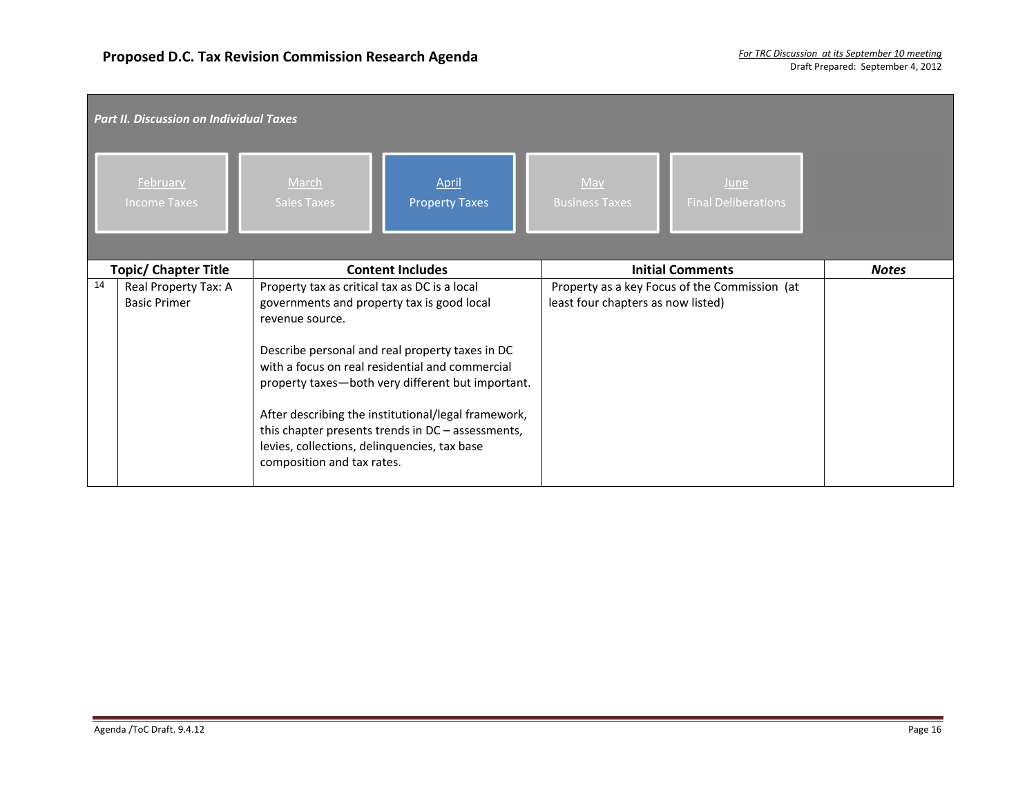## Proposed D.C. Tax Revision Commission Research Agenda

*For TRC Discussion at its September 10 meeting*
Draft Prepared: September 4, 2012

***Part II. Discussion on Individual Taxes***

| February<br>Income Taxes | March<br>Sales Taxes | April<br>Property Taxes | May<br>Business Taxes | June<br>Final Deliberations |
|---|---|---|---|---|

| | Topic/ Chapter Title | Content Includes | Initial Comments | *Notes* |
|---|---|---|---|---|
| 14 | Real Property Tax: A Basic Primer | Property tax as critical tax as DC is a local governments and property tax is good local revenue source.<br><br>Describe personal and real property taxes in DC with a focus on real residential and commercial property taxes—both very different but important.<br><br>After describing the institutional/legal framework, this chapter presents trends in DC – assessments, levies, collections, delinquencies, tax base composition and tax rates. | Property as a key Focus of the Commission (at least four chapters as now listed) | |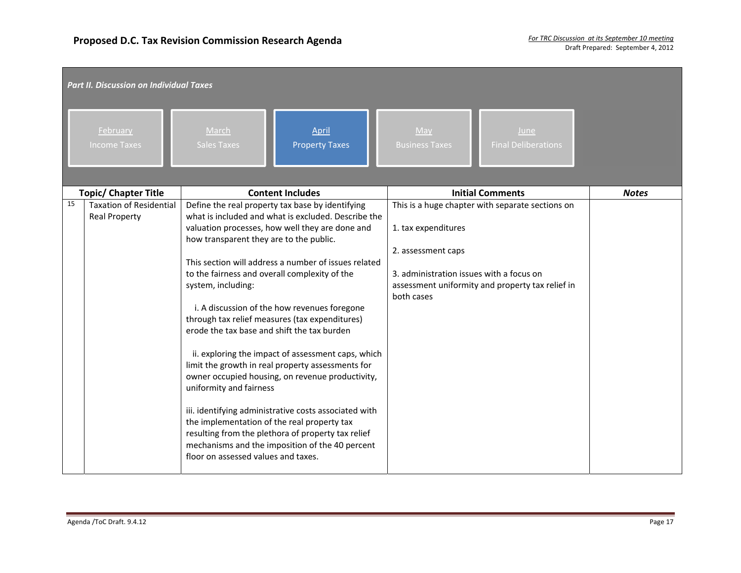**Proposed D.C. Tax Revision Commission Research Agenda**

*For TRC Discussion at its September 10 meeting*
Draft Prepared: September 4, 2012

***Part II. Discussion on Individual Taxes***

| February<br>Income Taxes | March<br>Sales Taxes | April<br>Property Taxes | May<br>Business Taxes | June<br>Final Deliberations |
|---|---|---|---|---|

| | Topic/ Chapter Title | Content Includes | Initial Comments | ***Notes*** |
|---|---|---|---|---|
| 15 | Taxation of Residential Real Property | Define the real property tax base by identifying what is included and what is excluded. Describe the valuation processes, how well they are done and how transparent they are to the public.<br><br>This section will address a number of issues related to the fairness and overall complexity of the system, including:<br><br>i. A discussion of the how revenues foregone through tax relief measures (tax expenditures) erode the tax base and shift the tax burden<br><br>ii. exploring the impact of assessment caps, which limit the growth in real property assessments for owner occupied housing, on revenue productivity, uniformity and fairness<br><br>iii. identifying administrative costs associated with the implementation of the real property tax resulting from the plethora of property tax relief mechanisms and the imposition of the 40 percent floor on assessed values and taxes. | This is a huge chapter with separate sections on<br><br>1. tax expenditures<br><br>2. assessment caps<br><br>3. administration issues with a focus on assessment uniformity and property tax relief in both cases | |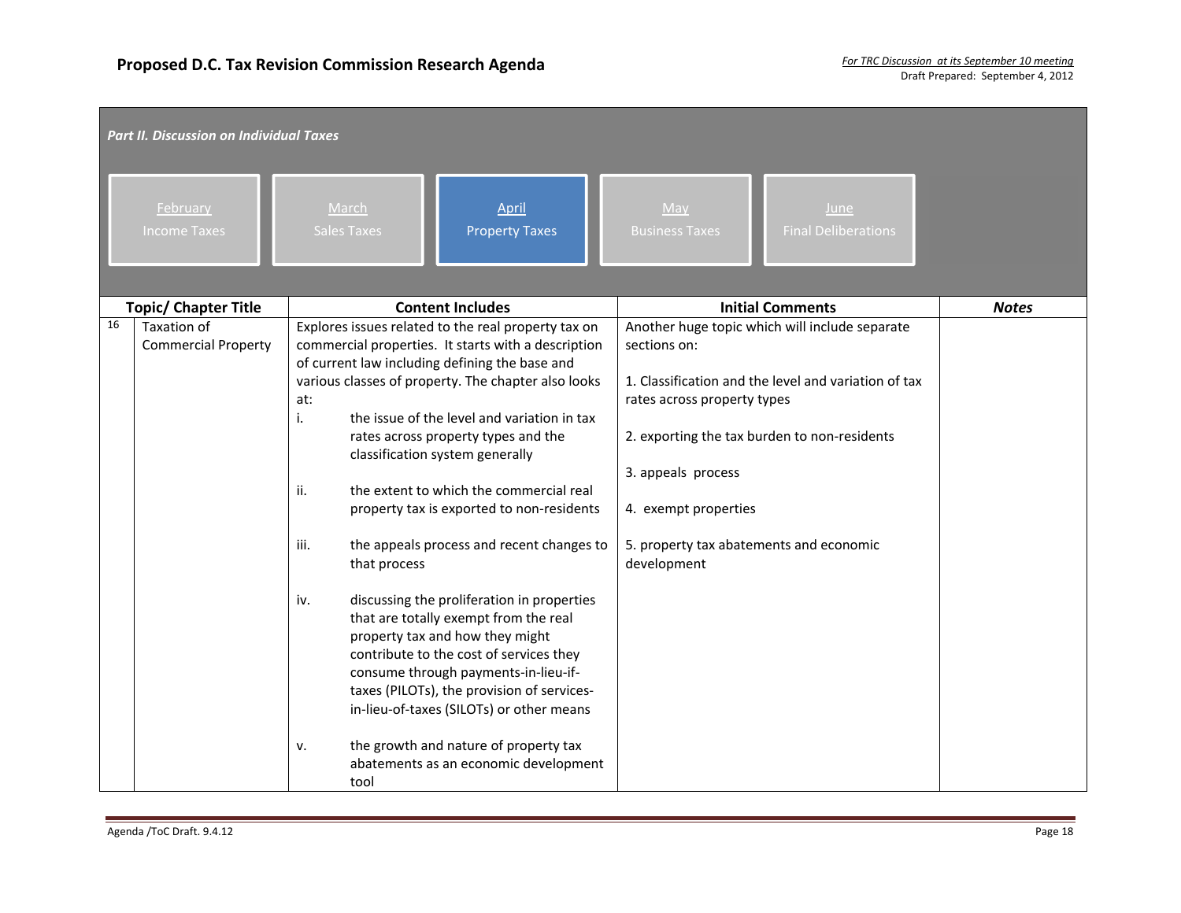## Part II. Discussion on Individual Taxes

February — Income Taxes | March — Sales Taxes | **April — Property Taxes** | May — Business Taxes | June — Final Deliberations

| | Topic/ Chapter Title | Content Includes | Initial Comments | *Notes* |
|---|---|---|---|---|
| 16 | Taxation of Commercial Property | Explores issues related to the real property tax on commercial properties. It starts with a description of current law including defining the base and various classes of property. The chapter also looks at:<br>i. the issue of the level and variation in tax rates across property types and the classification system generally<br>ii. the extent to which the commercial real property tax is exported to non-residents<br>iii. the appeals process and recent changes to that process<br>iv. discussing the proliferation in properties that are totally exempt from the real property tax and how they might contribute to the cost of services they consume through payments-in-lieu-if-taxes (PILOTs), the provision of services-in-lieu-of-taxes (SILOTs) or other means<br>v. the growth and nature of property tax abatements as an economic development tool | Another huge topic which will include separate sections on:<br>1. Classification and the level and variation of tax rates across property types<br>2. exporting the tax burden to non-residents<br>3. appeals process<br>4. exempt properties<br>5. property tax abatements and economic development | |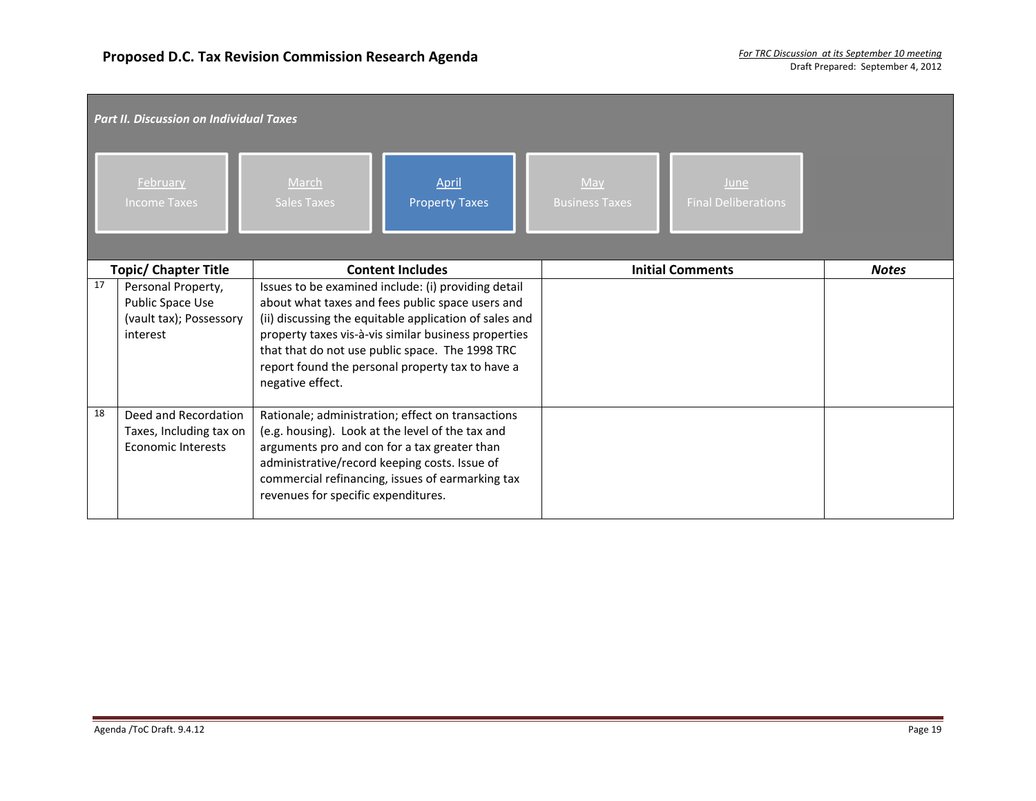**Proposed D.C. Tax Revision Commission Research Agenda**

*For TRC Discussion at its September 10 meeting*
Draft Prepared: September 4, 2012

***Part II. Discussion on Individual Taxes***

| February Income Taxes | March Sales Taxes | April Property Taxes | May Business Taxes | June Final Deliberations |
|---|---|---|---|---|

| | Topic/ Chapter Title | Content Includes | Initial Comments | ***Notes*** |
|---|---|---|---|---|
| 17 | Personal Property, Public Space Use (vault tax); Possessory interest | Issues to be examined include: (i) providing detail about what taxes and fees public space users and (ii) discussing the equitable application of sales and property taxes vis-à-vis similar business properties that that do not use public space. The 1998 TRC report found the personal property tax to have a negative effect. | | |
| 18 | Deed and Recordation Taxes, Including tax on Economic Interests | Rationale; administration; effect on transactions (e.g. housing). Look at the level of the tax and arguments pro and con for a tax greater than administrative/record keeping costs. Issue of commercial refinancing, issues of earmarking tax revenues for specific expenditures. | | |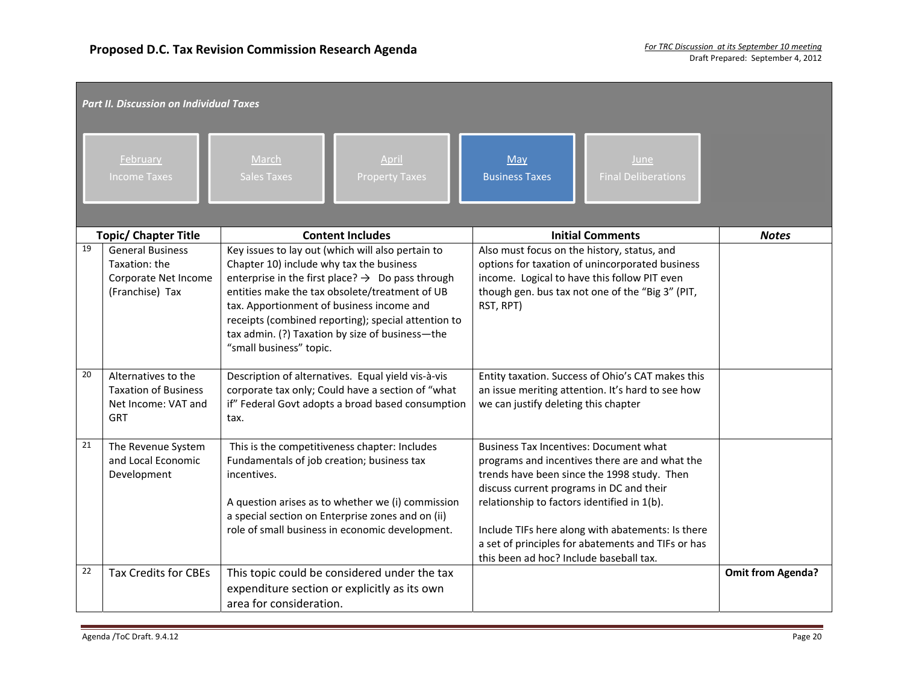**Proposed D.C. Tax Revision Commission Research Agenda**

*For TRC Discussion at its September 10 meeting*
Draft Prepared: September 4, 2012

***Part II. Discussion on Individual Taxes***

| February<br>Income Taxes | March<br>Sales Taxes | April<br>Property Taxes | May<br>Business Taxes | June<br>Final Deliberations |
|---|---|---|---|---|

| | Topic/ Chapter Title | Content Includes | Initial Comments | *Notes* |
|---|---|---|---|---|
| 19 | General Business Taxation: the Corporate Net Income (Franchise) Tax | Key issues to lay out (which will also pertain to Chapter 10) include why tax the business enterprise in the first place? → Do pass through entities make the tax obsolete/treatment of UB tax. Apportionment of business income and receipts (combined reporting); special attention to tax admin. (?) Taxation by size of business—the "small business" topic. | Also must focus on the history, status, and options for taxation of unincorporated business income. Logical to have this follow PIT even though gen. bus tax not one of the "Big 3" (PIT, RST, RPT) | |
| 20 | Alternatives to the Taxation of Business Net Income: VAT and GRT | Description of alternatives. Equal yield vis-à-vis corporate tax only; Could have a section of "what if" Federal Govt adopts a broad based consumption tax. | Entity taxation. Success of Ohio's CAT makes this an issue meriting attention. It's hard to see how we can justify deleting this chapter | |
| 21 | The Revenue System and Local Economic Development | This is the competitiveness chapter: Includes Fundamentals of job creation; business tax incentives.<br><br>A question arises as to whether we (i) commission a special section on Enterprise zones and on (ii) role of small business in economic development. | Business Tax Incentives: Document what programs and incentives there are and what the trends have been since the 1998 study. Then discuss current programs in DC and their relationship to factors identified in 1(b).<br><br>Include TIFs here along with abatements: Is there a set of principles for abatements and TIFs or has this been ad hoc? Include baseball tax. | |
| 22 | Tax Credits for CBEs | This topic could be considered under the tax expenditure section or explicitly as its own area for consideration. | | **Omit from Agenda?** |

Agenda /ToC Draft. 9.4.12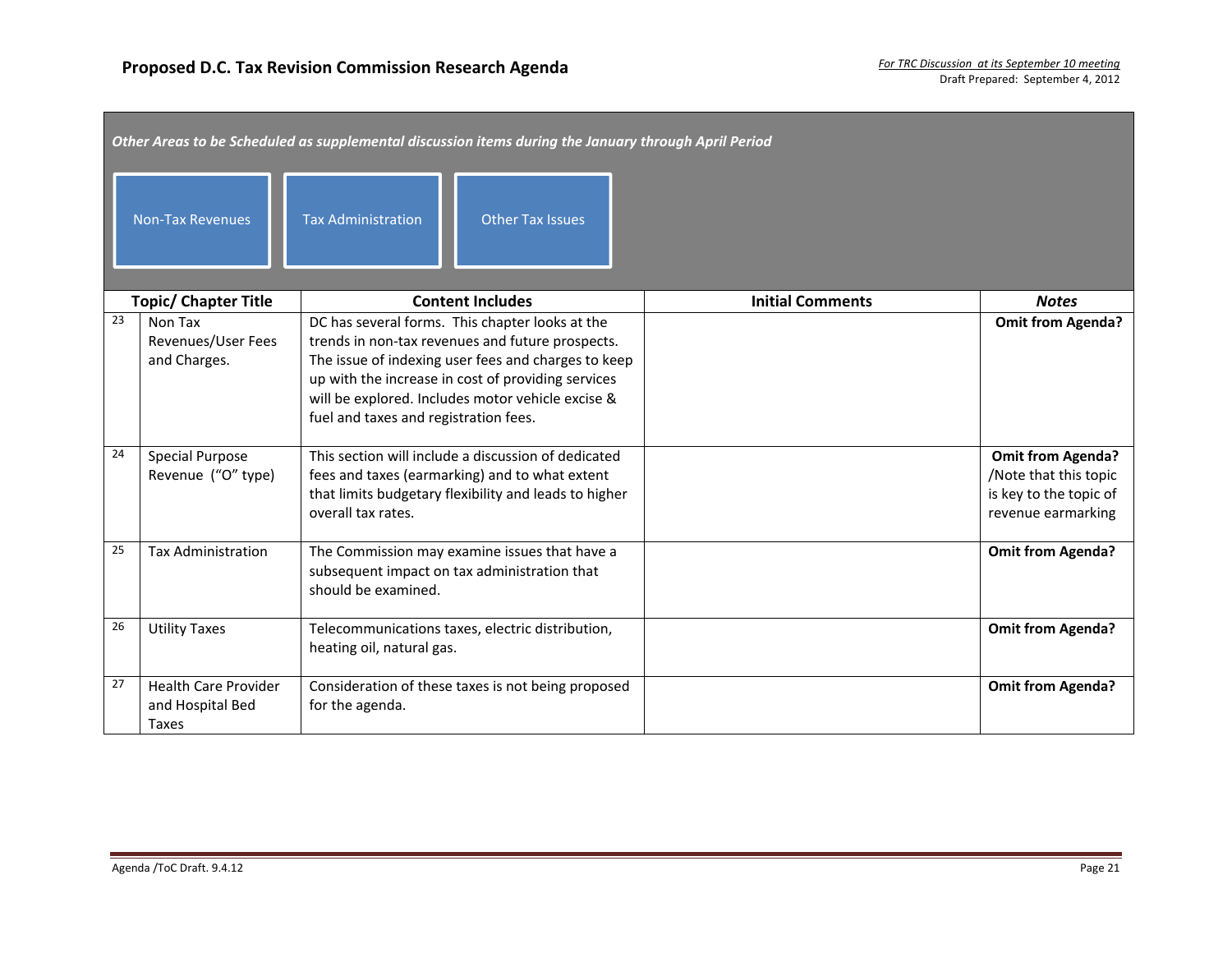## Proposed D.C. Tax Revision Commission Research Agenda

*For TRC Discussion at its September 10 meeting*
Draft Prepared: September 4, 2012

***Other Areas to be Scheduled as supplemental discussion items during the January through April Period***

- Non-Tax Revenues
- Tax Administration
- Other Tax Issues

| | Topic/ Chapter Title | Content Includes | Initial Comments | *Notes* |
|---|---|---|---|---|
| 23 | Non Tax Revenues/User Fees and Charges. | DC has several forms. This chapter looks at the trends in non-tax revenues and future prospects. The issue of indexing user fees and charges to keep up with the increase in cost of providing services will be explored. Includes motor vehicle excise & fuel and taxes and registration fees. | | **Omit from Agenda?** |
| 24 | Special Purpose Revenue ("O" type) | This section will include a discussion of dedicated fees and taxes (earmarking) and to what extent that limits budgetary flexibility and leads to higher overall tax rates. | | **Omit from Agenda?** /Note that this topic is key to the topic of revenue earmarking |
| 25 | Tax Administration | The Commission may examine issues that have a subsequent impact on tax administration that should be examined. | | **Omit from Agenda?** |
| 26 | Utility Taxes | Telecommunications taxes, electric distribution, heating oil, natural gas. | | **Omit from Agenda?** |
| 27 | Health Care Provider and Hospital Bed Taxes | Consideration of these taxes is not being proposed for the agenda. | | **Omit from Agenda?** |

Agenda /ToC Draft. 9.4.12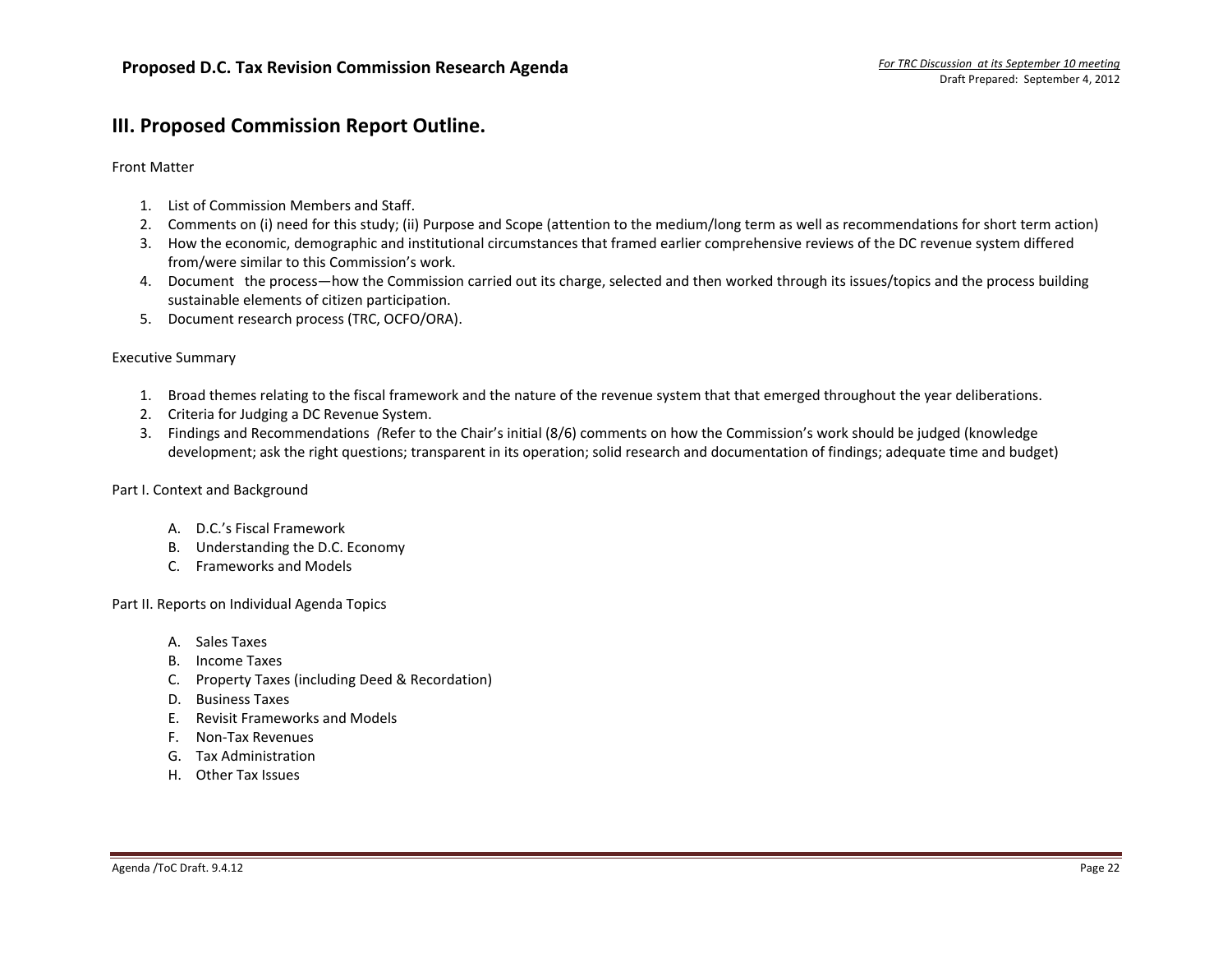## III. Proposed Commission Report Outline.

Front Matter

1. List of Commission Members and Staff.
2. Comments on (i) need for this study; (ii) Purpose and Scope (attention to the medium/long term as well as recommendations for short term action)
3. How the economic, demographic and institutional circumstances that framed earlier comprehensive reviews of the DC revenue system differed from/were similar to this Commission's work.
4. Document the process—how the Commission carried out its charge, selected and then worked through its issues/topics and the process building sustainable elements of citizen participation.
5. Document research process (TRC, OCFO/ORA).

Executive Summary

1. Broad themes relating to the fiscal framework and the nature of the revenue system that that emerged throughout the year deliberations.
2. Criteria for Judging a DC Revenue System.
3. Findings and Recommendations *(*Refer to the Chair's initial (8/6) comments on how the Commission's work should be judged (knowledge development; ask the right questions; transparent in its operation; solid research and documentation of findings; adequate time and budget)

Part I. Context and Background

A. D.C.'s Fiscal Framework
B. Understanding the D.C. Economy
C. Frameworks and Models

Part II. Reports on Individual Agenda Topics

A. Sales Taxes
B. Income Taxes
C. Property Taxes (including Deed & Recordation)
D. Business Taxes
E. Revisit Frameworks and Models
F. Non-Tax Revenues
G. Tax Administration
H. Other Tax Issues